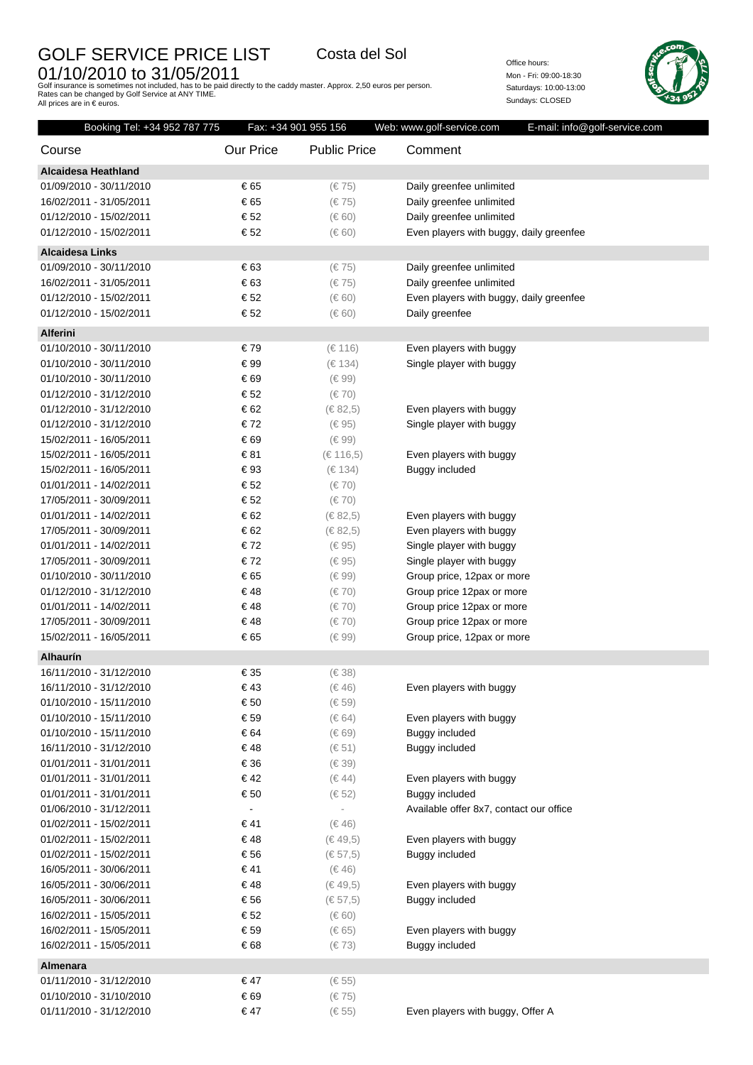# GOLF SERVICE PRICE LIST

## Costa del Sol

## 01/10/2010 to 31/05/2011

Golf insurance is sometimes not included, has to be paid directly to the caddy master. Approx. 2,50 euros per person.
Rates can be changed by Golf Service at ANY TIME.
All prices are in € euros.

Office hours:
Mon - Fri: 09:00-18:30
Saturdays: 10:00-13:00
Sundays: CLOSED

Booking Tel: +34 952 787 775 | Fax: +34 901 955 156 | Web: www.golf-service.com | E-mail: info@golf-service.com

| Course | Our Price | Public Price | Comment |
|---|---|---|---|
| **Alcaidesa Heathland** | | | |
| 01/09/2010 - 30/11/2010 | € 65 | (€ 75) | Daily greenfee unlimited |
| 16/02/2011 - 31/05/2011 | € 65 | (€ 75) | Daily greenfee unlimited |
| 01/12/2010 - 15/02/2011 | € 52 | (€ 60) | Daily greenfee unlimited |
| 01/12/2010 - 15/02/2011 | € 52 | (€ 60) | Even players with buggy, daily greenfee |
| **Alcaidesa Links** | | | |
| 01/09/2010 - 30/11/2010 | € 63 | (€ 75) | Daily greenfee unlimited |
| 16/02/2011 - 31/05/2011 | € 63 | (€ 75) | Daily greenfee unlimited |
| 01/12/2010 - 15/02/2011 | € 52 | (€ 60) | Even players with buggy, daily greenfee |
| 01/12/2010 - 15/02/2011 | € 52 | (€ 60) | Daily greenfee |
| **Alferini** | | | |
| 01/10/2010 - 30/11/2010 | € 79 | (€ 116) | Even players with buggy |
| 01/10/2010 - 30/11/2010 | € 99 | (€ 134) | Single player with buggy |
| 01/10/2010 - 30/11/2010 | € 69 | (€ 99) | |
| 01/12/2010 - 31/12/2010 | € 52 | (€ 70) | |
| 01/12/2010 - 31/12/2010 | € 62 | (€ 82,5) | Even players with buggy |
| 01/12/2010 - 31/12/2010 | € 72 | (€ 95) | Single player with buggy |
| 15/02/2011 - 16/05/2011 | € 69 | (€ 99) | |
| 15/02/2011 - 16/05/2011 | € 81 | (€ 116,5) | Even players with buggy |
| 15/02/2011 - 16/05/2011 | € 93 | (€ 134) | Buggy included |
| 01/01/2011 - 14/02/2011 | € 52 | (€ 70) | |
| 17/05/2011 - 30/09/2011 | € 52 | (€ 70) | |
| 01/01/2011 - 14/02/2011 | € 62 | (€ 82,5) | Even players with buggy |
| 17/05/2011 - 30/09/2011 | € 62 | (€ 82,5) | Even players with buggy |
| 01/01/2011 - 14/02/2011 | € 72 | (€ 95) | Single player with buggy |
| 17/05/2011 - 30/09/2011 | € 72 | (€ 95) | Single player with buggy |
| 01/10/2010 - 30/11/2010 | € 65 | (€ 99) | Group price, 12pax or more |
| 01/12/2010 - 31/12/2010 | € 48 | (€ 70) | Group price 12pax or more |
| 01/01/2011 - 14/02/2011 | € 48 | (€ 70) | Group price 12pax or more |
| 17/05/2011 - 30/09/2011 | € 48 | (€ 70) | Group price 12pax or more |
| 15/02/2011 - 16/05/2011 | € 65 | (€ 99) | Group price, 12pax or more |
| **Alhaurín** | | | |
| 16/11/2010 - 31/12/2010 | € 35 | (€ 38) | |
| 16/11/2010 - 31/12/2010 | € 43 | (€ 46) | Even players with buggy |
| 01/10/2010 - 15/11/2010 | € 50 | (€ 59) | |
| 01/10/2010 - 15/11/2010 | € 59 | (€ 64) | Even players with buggy |
| 01/10/2010 - 15/11/2010 | € 64 | (€ 69) | Buggy included |
| 16/11/2010 - 31/12/2010 | € 48 | (€ 51) | Buggy included |
| 01/01/2011 - 31/01/2011 | € 36 | (€ 39) | |
| 01/01/2011 - 31/01/2011 | € 42 | (€ 44) | Even players with buggy |
| 01/01/2011 - 31/01/2011 | € 50 | (€ 52) | Buggy included |
| 01/06/2010 - 31/12/2011 | - | - | Available offer 8x7, contact our office |
| 01/02/2011 - 15/02/2011 | € 41 | (€ 46) | |
| 01/02/2011 - 15/02/2011 | € 48 | (€ 49,5) | Even players with buggy |
| 01/02/2011 - 15/02/2011 | € 56 | (€ 57,5) | Buggy included |
| 16/05/2011 - 30/06/2011 | € 41 | (€ 46) | |
| 16/05/2011 - 30/06/2011 | € 48 | (€ 49,5) | Even players with buggy |
| 16/05/2011 - 30/06/2011 | € 56 | (€ 57,5) | Buggy included |
| 16/02/2011 - 15/05/2011 | € 52 | (€ 60) | |
| 16/02/2011 - 15/05/2011 | € 59 | (€ 65) | Even players with buggy |
| 16/02/2011 - 15/05/2011 | € 68 | (€ 73) | Buggy included |
| **Almenara** | | | |
| 01/11/2010 - 31/12/2010 | € 47 | (€ 55) | |
| 01/10/2010 - 31/10/2010 | € 69 | (€ 75) | |
| 01/11/2010 - 31/12/2010 | € 47 | (€ 55) | Even players with buggy, Offer A |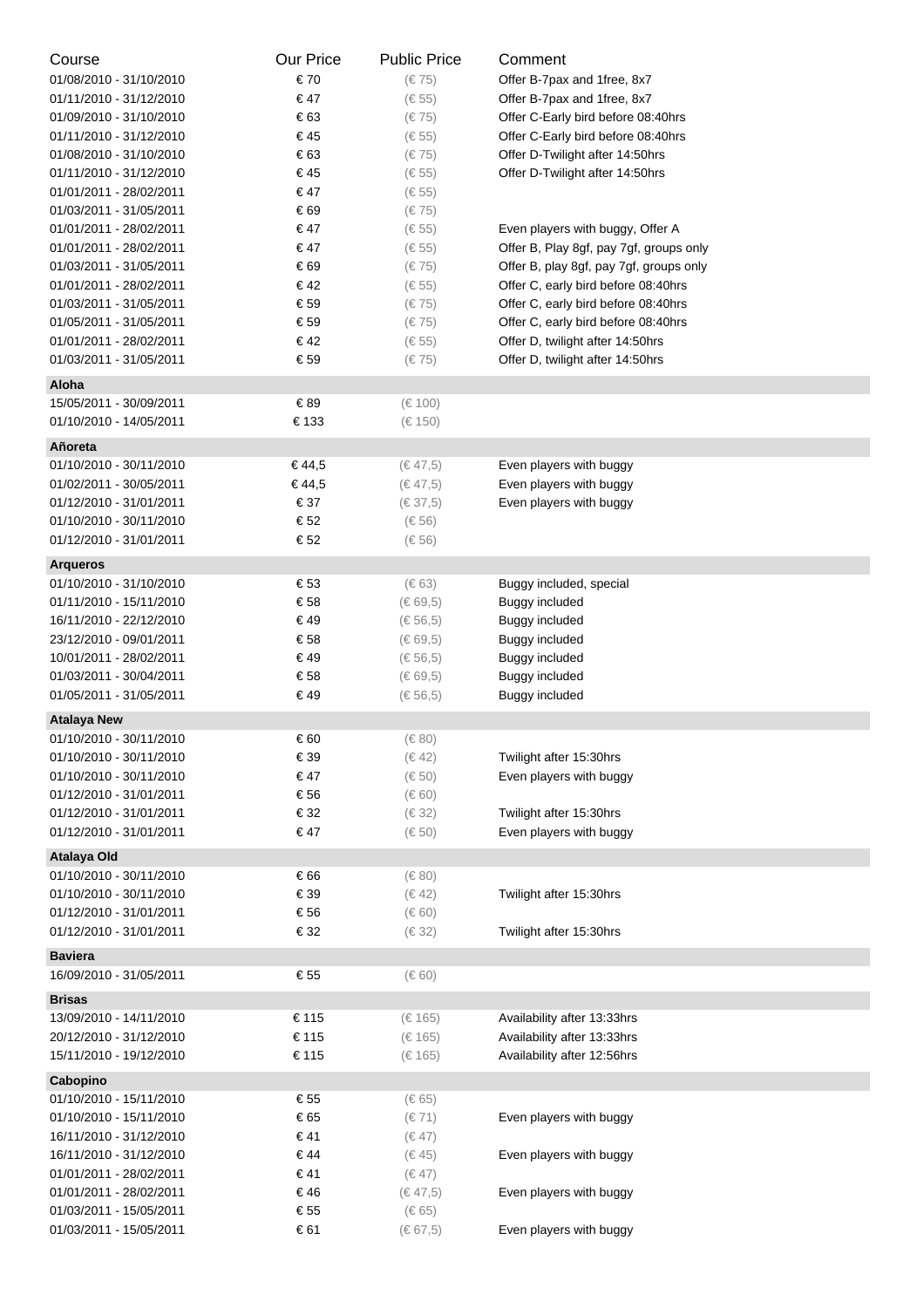| Course | Our Price | Public Price | Comment |
|---|---|---|---|
| 01/08/2010 - 31/10/2010 | € 70 | (€ 75) | Offer B-7pax and 1free, 8x7 |
| 01/11/2010 - 31/12/2010 | € 47 | (€ 55) | Offer B-7pax and 1free, 8x7 |
| 01/09/2010 - 31/10/2010 | € 63 | (€ 75) | Offer C-Early bird before 08:40hrs |
| 01/11/2010 - 31/12/2010 | € 45 | (€ 55) | Offer C-Early bird before 08:40hrs |
| 01/08/2010 - 31/10/2010 | € 63 | (€ 75) | Offer D-Twilight after 14:50hrs |
| 01/11/2010 - 31/12/2010 | € 45 | (€ 55) | Offer D-Twilight after 14:50hrs |
| 01/01/2011 - 28/02/2011 | € 47 | (€ 55) | |
| 01/03/2011 - 31/05/2011 | € 69 | (€ 75) | |
| 01/01/2011 - 28/02/2011 | € 47 | (€ 55) | Even players with buggy, Offer A |
| 01/01/2011 - 28/02/2011 | € 47 | (€ 55) | Offer B, Play 8gf, pay 7gf, groups only |
| 01/03/2011 - 31/05/2011 | € 69 | (€ 75) | Offer B, play 8gf, pay 7gf, groups only |
| 01/01/2011 - 28/02/2011 | € 42 | (€ 55) | Offer C, early bird before 08:40hrs |
| 01/03/2011 - 31/05/2011 | € 59 | (€ 75) | Offer C, early bird before 08:40hrs |
| 01/05/2011 - 31/05/2011 | € 59 | (€ 75) | Offer C, early bird before 08:40hrs |
| 01/01/2011 - 28/02/2011 | € 42 | (€ 55) | Offer D, twilight after 14:50hrs |
| 01/03/2011 - 31/05/2011 | € 59 | (€ 75) | Offer D, twilight after 14:50hrs |
| **Aloha** | | | |
| 15/05/2011 - 30/09/2011 | € 89 | (€ 100) | |
| 01/10/2010 - 14/05/2011 | € 133 | (€ 150) | |
| **Añoreta** | | | |
| 01/10/2010 - 30/11/2010 | € 44,5 | (€ 47,5) | Even players with buggy |
| 01/02/2011 - 30/05/2011 | € 44,5 | (€ 47,5) | Even players with buggy |
| 01/12/2010 - 31/01/2011 | € 37 | (€ 37,5) | Even players with buggy |
| 01/10/2010 - 30/11/2010 | € 52 | (€ 56) | |
| 01/12/2010 - 31/01/2011 | € 52 | (€ 56) | |
| **Arqueros** | | | |
| 01/10/2010 - 31/10/2010 | € 53 | (€ 63) | Buggy included, special |
| 01/11/2010 - 15/11/2010 | € 58 | (€ 69,5) | Buggy included |
| 16/11/2010 - 22/12/2010 | € 49 | (€ 56,5) | Buggy included |
| 23/12/2010 - 09/01/2011 | € 58 | (€ 69,5) | Buggy included |
| 10/01/2011 - 28/02/2011 | € 49 | (€ 56,5) | Buggy included |
| 01/03/2011 - 30/04/2011 | € 58 | (€ 69,5) | Buggy included |
| 01/05/2011 - 31/05/2011 | € 49 | (€ 56,5) | Buggy included |
| **Atalaya New** | | | |
| 01/10/2010 - 30/11/2010 | € 60 | (€ 80) | |
| 01/10/2010 - 30/11/2010 | € 39 | (€ 42) | Twilight after 15:30hrs |
| 01/10/2010 - 30/11/2010 | € 47 | (€ 50) | Even players with buggy |
| 01/12/2010 - 31/01/2011 | € 56 | (€ 60) | |
| 01/12/2010 - 31/01/2011 | € 32 | (€ 32) | Twilight after 15:30hrs |
| 01/12/2010 - 31/01/2011 | € 47 | (€ 50) | Even players with buggy |
| **Atalaya Old** | | | |
| 01/10/2010 - 30/11/2010 | € 66 | (€ 80) | |
| 01/10/2010 - 30/11/2010 | € 39 | (€ 42) | Twilight after 15:30hrs |
| 01/12/2010 - 31/01/2011 | € 56 | (€ 60) | |
| 01/12/2010 - 31/01/2011 | € 32 | (€ 32) | Twilight after 15:30hrs |
| **Baviera** | | | |
| 16/09/2010 - 31/05/2011 | € 55 | (€ 60) | |
| **Brisas** | | | |
| 13/09/2010 - 14/11/2010 | € 115 | (€ 165) | Availability after 13:33hrs |
| 20/12/2010 - 31/12/2010 | € 115 | (€ 165) | Availability after 13:33hrs |
| 15/11/2010 - 19/12/2010 | € 115 | (€ 165) | Availability after 12:56hrs |
| **Cabopino** | | | |
| 01/10/2010 - 15/11/2010 | € 55 | (€ 65) | |
| 01/10/2010 - 15/11/2010 | € 65 | (€ 71) | Even players with buggy |
| 16/11/2010 - 31/12/2010 | € 41 | (€ 47) | |
| 16/11/2010 - 31/12/2010 | € 44 | (€ 45) | Even players with buggy |
| 01/01/2011 - 28/02/2011 | € 41 | (€ 47) | |
| 01/01/2011 - 28/02/2011 | € 46 | (€ 47,5) | Even players with buggy |
| 01/03/2011 - 15/05/2011 | € 55 | (€ 65) | |
| 01/03/2011 - 15/05/2011 | € 61 | (€ 67,5) | Even players with buggy |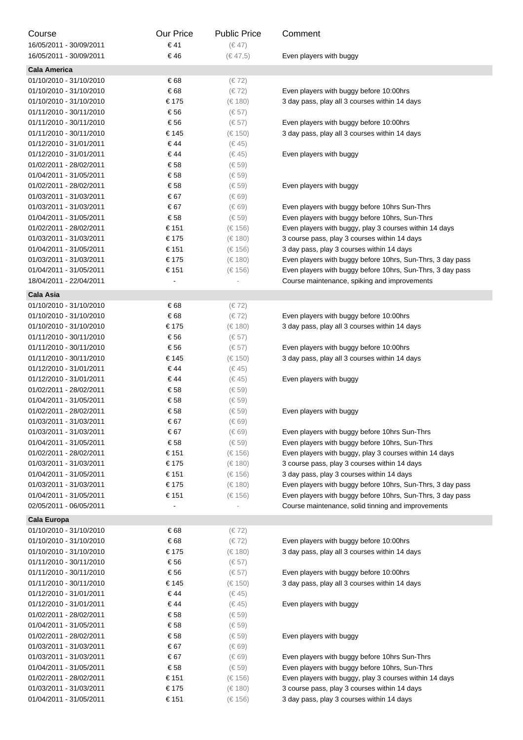| Course | Our Price | Public Price | Comment |
| --- | --- | --- | --- |
| 16/05/2011 - 30/09/2011 | € 41 | (€ 47) | |
| 16/05/2011 - 30/09/2011 | € 46 | (€ 47,5) | Even players with buggy |
| **Cala America** | | | |
| 01/10/2010 - 31/10/2010 | € 68 | (€ 72) | |
| 01/10/2010 - 31/10/2010 | € 68 | (€ 72) | Even players with buggy before 10:00hrs |
| 01/10/2010 - 31/10/2010 | € 175 | (€ 180) | 3 day pass, play all 3 courses within 14 days |
| 01/11/2010 - 30/11/2010 | € 56 | (€ 57) | |
| 01/11/2010 - 30/11/2010 | € 56 | (€ 57) | Even players with buggy before 10:00hrs |
| 01/11/2010 - 30/11/2010 | € 145 | (€ 150) | 3 day pass, play all 3 courses within 14 days |
| 01/12/2010 - 31/01/2011 | € 44 | (€ 45) | |
| 01/12/2010 - 31/01/2011 | € 44 | (€ 45) | Even players with buggy |
| 01/02/2011 - 28/02/2011 | € 58 | (€ 59) | |
| 01/04/2011 - 31/05/2011 | € 58 | (€ 59) | |
| 01/02/2011 - 28/02/2011 | € 58 | (€ 59) | Even players with buggy |
| 01/03/2011 - 31/03/2011 | € 67 | (€ 69) | |
| 01/03/2011 - 31/03/2011 | € 67 | (€ 69) | Even players with buggy before 10hrs Sun-Thrs |
| 01/04/2011 - 31/05/2011 | € 58 | (€ 59) | Even players with buggy before 10hrs, Sun-Thrs |
| 01/02/2011 - 28/02/2011 | € 151 | (€ 156) | Even players with buggy, play 3 courses within 14 days |
| 01/03/2011 - 31/03/2011 | € 175 | (€ 180) | 3 course pass, play 3 courses within 14 days |
| 01/04/2011 - 31/05/2011 | € 151 | (€ 156) | 3 day pass, play 3 courses within 14 days |
| 01/03/2011 - 31/03/2011 | € 175 | (€ 180) | Even players with buggy before 10hrs, Sun-Thrs, 3 day pass |
| 01/04/2011 - 31/05/2011 | € 151 | (€ 156) | Even players with buggy before 10hrs, Sun-Thrs, 3 day pass |
| 18/04/2011 - 22/04/2011 | - | - | Course maintenance, spiking and improvements |
| **Cala Asia** | | | |
| 01/10/2010 - 31/10/2010 | € 68 | (€ 72) | |
| 01/10/2010 - 31/10/2010 | € 68 | (€ 72) | Even players with buggy before 10:00hrs |
| 01/10/2010 - 31/10/2010 | € 175 | (€ 180) | 3 day pass, play all 3 courses within 14 days |
| 01/11/2010 - 30/11/2010 | € 56 | (€ 57) | |
| 01/11/2010 - 30/11/2010 | € 56 | (€ 57) | Even players with buggy before 10:00hrs |
| 01/11/2010 - 30/11/2010 | € 145 | (€ 150) | 3 day pass, play all 3 courses within 14 days |
| 01/12/2010 - 31/01/2011 | € 44 | (€ 45) | |
| 01/12/2010 - 31/01/2011 | € 44 | (€ 45) | Even players with buggy |
| 01/02/2011 - 28/02/2011 | € 58 | (€ 59) | |
| 01/04/2011 - 31/05/2011 | € 58 | (€ 59) | |
| 01/02/2011 - 28/02/2011 | € 58 | (€ 59) | Even players with buggy |
| 01/03/2011 - 31/03/2011 | € 67 | (€ 69) | |
| 01/03/2011 - 31/03/2011 | € 67 | (€ 69) | Even players with buggy before 10hrs Sun-Thrs |
| 01/04/2011 - 31/05/2011 | € 58 | (€ 59) | Even players with buggy before 10hrs, Sun-Thrs |
| 01/02/2011 - 28/02/2011 | € 151 | (€ 156) | Even players with buggy, play 3 courses within 14 days |
| 01/03/2011 - 31/03/2011 | € 175 | (€ 180) | 3 course pass, play 3 courses within 14 days |
| 01/04/2011 - 31/05/2011 | € 151 | (€ 156) | 3 day pass, play 3 courses within 14 days |
| 01/03/2011 - 31/03/2011 | € 175 | (€ 180) | Even players with buggy before 10hrs, Sun-Thrs, 3 day pass |
| 01/04/2011 - 31/05/2011 | € 151 | (€ 156) | Even players with buggy before 10hrs, Sun-Thrs, 3 day pass |
| 02/05/2011 - 06/05/2011 | - | - | Course maintenance, solid tinning and improvements |
| **Cala Europa** | | | |
| 01/10/2010 - 31/10/2010 | € 68 | (€ 72) | |
| 01/10/2010 - 31/10/2010 | € 68 | (€ 72) | Even players with buggy before 10:00hrs |
| 01/10/2010 - 31/10/2010 | € 175 | (€ 180) | 3 day pass, play all 3 courses within 14 days |
| 01/11/2010 - 30/11/2010 | € 56 | (€ 57) | |
| 01/11/2010 - 30/11/2010 | € 56 | (€ 57) | Even players with buggy before 10:00hrs |
| 01/11/2010 - 30/11/2010 | € 145 | (€ 150) | 3 day pass, play all 3 courses within 14 days |
| 01/12/2010 - 31/01/2011 | € 44 | (€ 45) | |
| 01/12/2010 - 31/01/2011 | € 44 | (€ 45) | Even players with buggy |
| 01/02/2011 - 28/02/2011 | € 58 | (€ 59) | |
| 01/04/2011 - 31/05/2011 | € 58 | (€ 59) | |
| 01/02/2011 - 28/02/2011 | € 58 | (€ 59) | Even players with buggy |
| 01/03/2011 - 31/03/2011 | € 67 | (€ 69) | |
| 01/03/2011 - 31/03/2011 | € 67 | (€ 69) | Even players with buggy before 10hrs Sun-Thrs |
| 01/04/2011 - 31/05/2011 | € 58 | (€ 59) | Even players with buggy before 10hrs, Sun-Thrs |
| 01/02/2011 - 28/02/2011 | € 151 | (€ 156) | Even players with buggy, play 3 courses within 14 days |
| 01/03/2011 - 31/03/2011 | € 175 | (€ 180) | 3 course pass, play 3 courses within 14 days |
| 01/04/2011 - 31/05/2011 | € 151 | (€ 156) | 3 day pass, play 3 courses within 14 days |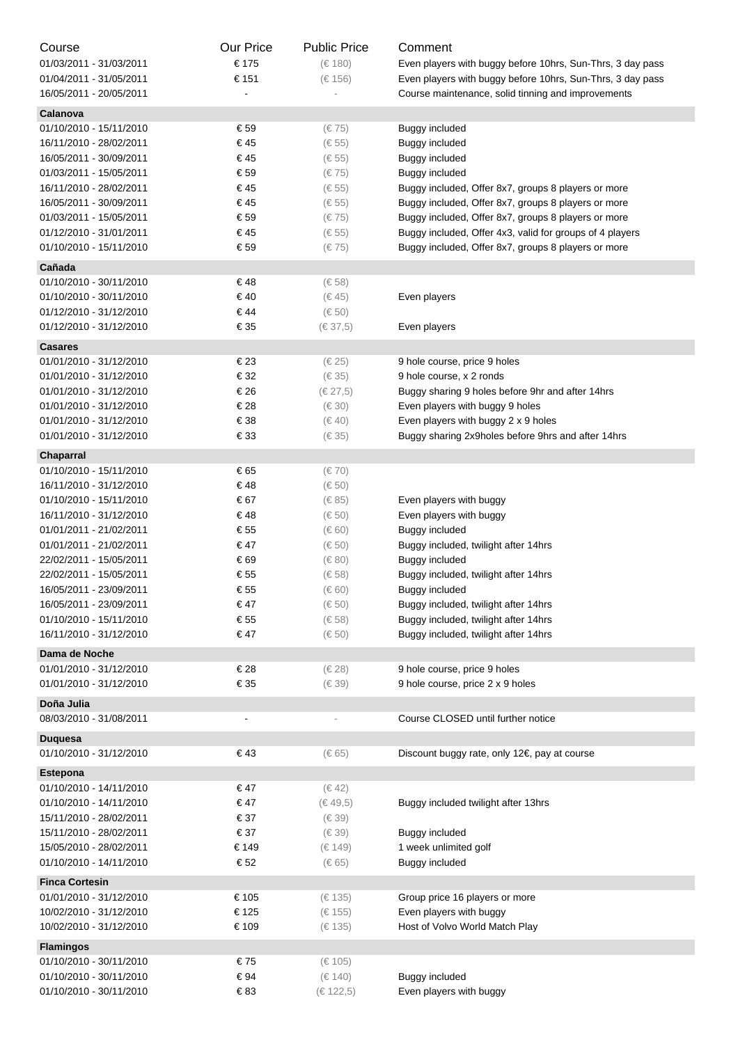| Course | Our Price | Public Price | Comment |
|---|---|---|---|
| 01/03/2011 - 31/03/2011 | € 175 | (€ 180) | Even players with buggy before 10hrs, Sun-Thrs, 3 day pass |
| 01/04/2011 - 31/05/2011 | € 151 | (€ 156) | Even players with buggy before 10hrs, Sun-Thrs, 3 day pass |
| 16/05/2011 - 20/05/2011 | - | - | Course maintenance, solid tinning and improvements |
| **Calanova** | | | |
| 01/10/2010 - 15/11/2010 | € 59 | (€ 75) | Buggy included |
| 16/11/2010 - 28/02/2011 | € 45 | (€ 55) | Buggy included |
| 16/05/2011 - 30/09/2011 | € 45 | (€ 55) | Buggy included |
| 01/03/2011 - 15/05/2011 | € 59 | (€ 75) | Buggy included |
| 16/11/2010 - 28/02/2011 | € 45 | (€ 55) | Buggy included, Offer 8x7, groups 8 players or more |
| 16/05/2011 - 30/09/2011 | € 45 | (€ 55) | Buggy included, Offer 8x7, groups 8 players or more |
| 01/03/2011 - 15/05/2011 | € 59 | (€ 75) | Buggy included, Offer 8x7, groups 8 players or more |
| 01/12/2010 - 31/01/2011 | € 45 | (€ 55) | Buggy included, Offer 4x3, valid for groups of 4 players |
| 01/10/2010 - 15/11/2010 | € 59 | (€ 75) | Buggy included, Offer 8x7, groups 8 players or more |
| **Cañada** | | | |
| 01/10/2010 - 30/11/2010 | € 48 | (€ 58) | |
| 01/10/2010 - 30/11/2010 | € 40 | (€ 45) | Even players |
| 01/12/2010 - 31/12/2010 | € 44 | (€ 50) | |
| 01/12/2010 - 31/12/2010 | € 35 | (€ 37,5) | Even players |
| **Casares** | | | |
| 01/01/2010 - 31/12/2010 | € 23 | (€ 25) | 9 hole course, price 9 holes |
| 01/01/2010 - 31/12/2010 | € 32 | (€ 35) | 9 hole course, x 2 ronds |
| 01/01/2010 - 31/12/2010 | € 26 | (€ 27,5) | Buggy sharing 9 holes before 9hr and after 14hrs |
| 01/01/2010 - 31/12/2010 | € 28 | (€ 30) | Even players with buggy 9 holes |
| 01/01/2010 - 31/12/2010 | € 38 | (€ 40) | Even players with buggy 2 x 9 holes |
| 01/01/2010 - 31/12/2010 | € 33 | (€ 35) | Buggy sharing 2x9holes before 9hrs and after 14hrs |
| **Chaparral** | | | |
| 01/10/2010 - 15/11/2010 | € 65 | (€ 70) | |
| 16/11/2010 - 31/12/2010 | € 48 | (€ 50) | |
| 01/10/2010 - 15/11/2010 | € 67 | (€ 85) | Even players with buggy |
| 16/11/2010 - 31/12/2010 | € 48 | (€ 50) | Even players with buggy |
| 01/01/2011 - 21/02/2011 | € 55 | (€ 60) | Buggy included |
| 01/01/2011 - 21/02/2011 | € 47 | (€ 50) | Buggy included, twilight after 14hrs |
| 22/02/2011 - 15/05/2011 | € 69 | (€ 80) | Buggy included |
| 22/02/2011 - 15/05/2011 | € 55 | (€ 58) | Buggy included, twilight after 14hrs |
| 16/05/2011 - 23/09/2011 | € 55 | (€ 60) | Buggy included |
| 16/05/2011 - 23/09/2011 | € 47 | (€ 50) | Buggy included, twilight after 14hrs |
| 01/10/2010 - 15/11/2010 | € 55 | (€ 58) | Buggy included, twilight after 14hrs |
| 16/11/2010 - 31/12/2010 | € 47 | (€ 50) | Buggy included, twilight after 14hrs |
| **Dama de Noche** | | | |
| 01/01/2010 - 31/12/2010 | € 28 | (€ 28) | 9 hole course, price 9 holes |
| 01/01/2010 - 31/12/2010 | € 35 | (€ 39) | 9 hole course, price 2 x 9 holes |
| **Doña Julia** | | | |
| 08/03/2010 - 31/08/2011 | - | - | Course CLOSED until further notice |
| **Duquesa** | | | |
| 01/10/2010 - 31/12/2010 | € 43 | (€ 65) | Discount buggy rate, only 12€, pay at course |
| **Estepona** | | | |
| 01/10/2010 - 14/11/2010 | € 47 | (€ 42) | |
| 01/10/2010 - 14/11/2010 | € 47 | (€ 49,5) | Buggy included twilight after 13hrs |
| 15/11/2010 - 28/02/2011 | € 37 | (€ 39) | |
| 15/11/2010 - 28/02/2011 | € 37 | (€ 39) | Buggy included |
| 15/05/2010 - 28/02/2011 | € 149 | (€ 149) | 1 week unlimited golf |
| 01/10/2010 - 14/11/2010 | € 52 | (€ 65) | Buggy included |
| **Finca Cortesin** | | | |
| 01/01/2010 - 31/12/2010 | € 105 | (€ 135) | Group price 16 players or more |
| 10/02/2010 - 31/12/2010 | € 125 | (€ 155) | Even players with buggy |
| 10/02/2010 - 31/12/2010 | € 109 | (€ 135) | Host of Volvo World Match Play |
| **Flamingos** | | | |
| 01/10/2010 - 30/11/2010 | € 75 | (€ 105) | |
| 01/10/2010 - 30/11/2010 | € 94 | (€ 140) | Buggy included |
| 01/10/2010 - 30/11/2010 | € 83 | (€ 122,5) | Even players with buggy |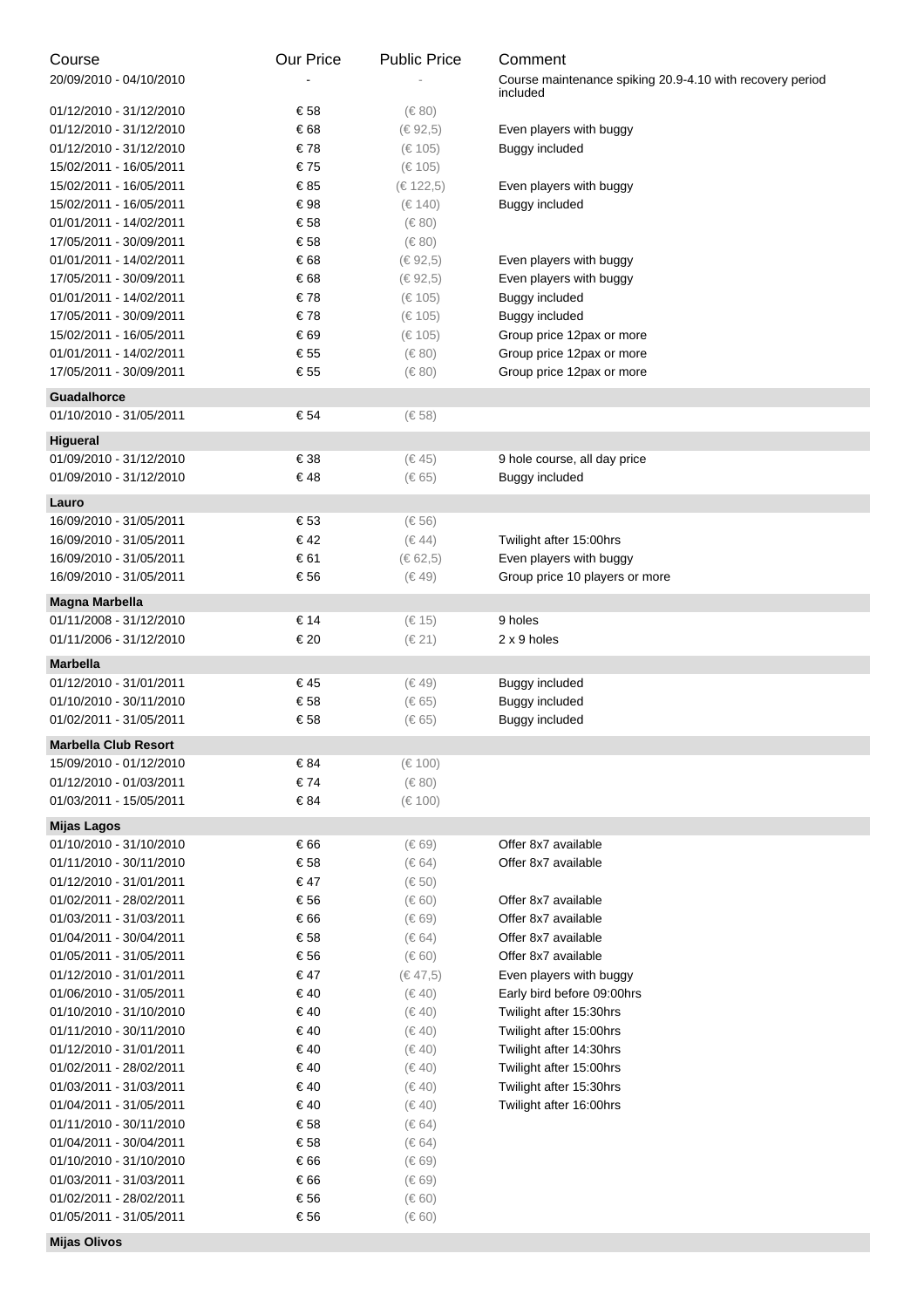| Course | Our Price | Public Price | Comment |
|---|---|---|---|
| 20/09/2010 - 04/10/2010 | - | - | Course maintenance spiking 20.9-4.10 with recovery period included |
| 01/12/2010 - 31/12/2010 | € 58 | (€ 80) | |
| 01/12/2010 - 31/12/2010 | € 68 | (€ 92,5) | Even players with buggy |
| 01/12/2010 - 31/12/2010 | € 78 | (€ 105) | Buggy included |
| 15/02/2011 - 16/05/2011 | € 75 | (€ 105) | |
| 15/02/2011 - 16/05/2011 | € 85 | (€ 122,5) | Even players with buggy |
| 15/02/2011 - 16/05/2011 | € 98 | (€ 140) | Buggy included |
| 01/01/2011 - 14/02/2011 | € 58 | (€ 80) | |
| 17/05/2011 - 30/09/2011 | € 58 | (€ 80) | |
| 01/01/2011 - 14/02/2011 | € 68 | (€ 92,5) | Even players with buggy |
| 17/05/2011 - 30/09/2011 | € 68 | (€ 92,5) | Even players with buggy |
| 01/01/2011 - 14/02/2011 | € 78 | (€ 105) | Buggy included |
| 17/05/2011 - 30/09/2011 | € 78 | (€ 105) | Buggy included |
| 15/02/2011 - 16/05/2011 | € 69 | (€ 105) | Group price 12pax or more |
| 01/01/2011 - 14/02/2011 | € 55 | (€ 80) | Group price 12pax or more |
| 17/05/2011 - 30/09/2011 | € 55 | (€ 80) | Group price 12pax or more |
| **Guadalhorce** | | | |
| 01/10/2010 - 31/05/2011 | € 54 | (€ 58) | |
| **Higueral** | | | |
| 01/09/2010 - 31/12/2010 | € 38 | (€ 45) | 9 hole course, all day price |
| 01/09/2010 - 31/12/2010 | € 48 | (€ 65) | Buggy included |
| **Lauro** | | | |
| 16/09/2010 - 31/05/2011 | € 53 | (€ 56) | |
| 16/09/2010 - 31/05/2011 | € 42 | (€ 44) | Twilight after 15:00hrs |
| 16/09/2010 - 31/05/2011 | € 61 | (€ 62,5) | Even players with buggy |
| 16/09/2010 - 31/05/2011 | € 56 | (€ 49) | Group price 10 players or more |
| **Magna Marbella** | | | |
| 01/11/2008 - 31/12/2010 | € 14 | (€ 15) | 9 holes |
| 01/11/2006 - 31/12/2010 | € 20 | (€ 21) | 2 x 9 holes |
| **Marbella** | | | |
| 01/12/2010 - 31/01/2011 | € 45 | (€ 49) | Buggy included |
| 01/10/2010 - 30/11/2010 | € 58 | (€ 65) | Buggy included |
| 01/02/2011 - 31/05/2011 | € 58 | (€ 65) | Buggy included |
| **Marbella Club Resort** | | | |
| 15/09/2010 - 01/12/2010 | € 84 | (€ 100) | |
| 01/12/2010 - 01/03/2011 | € 74 | (€ 80) | |
| 01/03/2011 - 15/05/2011 | € 84 | (€ 100) | |
| **Mijas Lagos** | | | |
| 01/10/2010 - 31/10/2010 | € 66 | (€ 69) | Offer 8x7 available |
| 01/11/2010 - 30/11/2010 | € 58 | (€ 64) | Offer 8x7 available |
| 01/12/2010 - 31/01/2011 | € 47 | (€ 50) | |
| 01/02/2011 - 28/02/2011 | € 56 | (€ 60) | Offer 8x7 available |
| 01/03/2011 - 31/03/2011 | € 66 | (€ 69) | Offer 8x7 available |
| 01/04/2011 - 30/04/2011 | € 58 | (€ 64) | Offer 8x7 available |
| 01/05/2011 - 31/05/2011 | € 56 | (€ 60) | Offer 8x7 available |
| 01/12/2010 - 31/01/2011 | € 47 | (€ 47,5) | Even players with buggy |
| 01/06/2010 - 31/05/2011 | € 40 | (€ 40) | Early bird before 09:00hrs |
| 01/10/2010 - 31/10/2010 | € 40 | (€ 40) | Twilight after 15:30hrs |
| 01/11/2010 - 30/11/2010 | € 40 | (€ 40) | Twilight after 15:00hrs |
| 01/12/2010 - 31/01/2011 | € 40 | (€ 40) | Twilight after 14:30hrs |
| 01/02/2011 - 28/02/2011 | € 40 | (€ 40) | Twilight after 15:00hrs |
| 01/03/2011 - 31/03/2011 | € 40 | (€ 40) | Twilight after 15:30hrs |
| 01/04/2011 - 31/05/2011 | € 40 | (€ 40) | Twilight after 16:00hrs |
| 01/11/2010 - 30/11/2010 | € 58 | (€ 64) | |
| 01/04/2011 - 30/04/2011 | € 58 | (€ 64) | |
| 01/10/2010 - 31/10/2010 | € 66 | (€ 69) | |
| 01/03/2011 - 31/03/2011 | € 66 | (€ 69) | |
| 01/02/2011 - 28/02/2011 | € 56 | (€ 60) | |
| 01/05/2011 - 31/05/2011 | € 56 | (€ 60) | |
| **Mijas Olivos** | | | |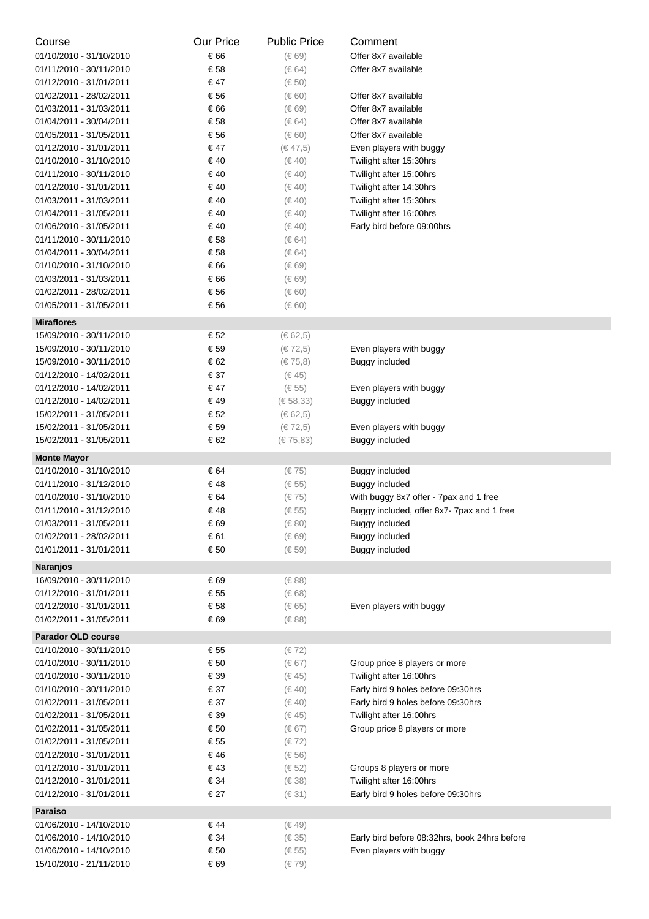| Course | Our Price | Public Price | Comment |
| --- | --- | --- | --- |
| 01/10/2010 - 31/10/2010 | € 66 | (€ 69) | Offer 8x7 available |
| 01/11/2010 - 30/11/2010 | € 58 | (€ 64) | Offer 8x7 available |
| 01/12/2010 - 31/01/2011 | € 47 | (€ 50) | |
| 01/02/2011 - 28/02/2011 | € 56 | (€ 60) | Offer 8x7 available |
| 01/03/2011 - 31/03/2011 | € 66 | (€ 69) | Offer 8x7 available |
| 01/04/2011 - 30/04/2011 | € 58 | (€ 64) | Offer 8x7 available |
| 01/05/2011 - 31/05/2011 | € 56 | (€ 60) | Offer 8x7 available |
| 01/12/2010 - 31/01/2011 | € 47 | (€ 47,5) | Even players with buggy |
| 01/10/2010 - 31/10/2010 | € 40 | (€ 40) | Twilight after 15:30hrs |
| 01/11/2010 - 30/11/2010 | € 40 | (€ 40) | Twilight after 15:00hrs |
| 01/12/2010 - 31/01/2011 | € 40 | (€ 40) | Twilight after 14:30hrs |
| 01/03/2011 - 31/03/2011 | € 40 | (€ 40) | Twilight after 15:30hrs |
| 01/04/2011 - 31/05/2011 | € 40 | (€ 40) | Twilight after 16:00hrs |
| 01/06/2010 - 31/05/2011 | € 40 | (€ 40) | Early bird before 09:00hrs |
| 01/11/2010 - 30/11/2010 | € 58 | (€ 64) | |
| 01/04/2011 - 30/04/2011 | € 58 | (€ 64) | |
| 01/10/2010 - 31/10/2010 | € 66 | (€ 69) | |
| 01/03/2011 - 31/03/2011 | € 66 | (€ 69) | |
| 01/02/2011 - 28/02/2011 | € 56 | (€ 60) | |
| 01/05/2011 - 31/05/2011 | € 56 | (€ 60) | |
| **Miraflores** | | | |
| 15/09/2010 - 30/11/2010 | € 52 | (€ 62,5) | |
| 15/09/2010 - 30/11/2010 | € 59 | (€ 72,5) | Even players with buggy |
| 15/09/2010 - 30/11/2010 | € 62 | (€ 75,8) | Buggy included |
| 01/12/2010 - 14/02/2011 | € 37 | (€ 45) | |
| 01/12/2010 - 14/02/2011 | € 47 | (€ 55) | Even players with buggy |
| 01/12/2010 - 14/02/2011 | € 49 | (€ 58,33) | Buggy included |
| 15/02/2011 - 31/05/2011 | € 52 | (€ 62,5) | |
| 15/02/2011 - 31/05/2011 | € 59 | (€ 72,5) | Even players with buggy |
| 15/02/2011 - 31/05/2011 | € 62 | (€ 75,83) | Buggy included |
| **Monte Mayor** | | | |
| 01/10/2010 - 31/10/2010 | € 64 | (€ 75) | Buggy included |
| 01/11/2010 - 31/12/2010 | € 48 | (€ 55) | Buggy included |
| 01/10/2010 - 31/10/2010 | € 64 | (€ 75) | With buggy 8x7 offer - 7pax and 1 free |
| 01/11/2010 - 31/12/2010 | € 48 | (€ 55) | Buggy included, offer 8x7- 7pax and 1 free |
| 01/03/2011 - 31/05/2011 | € 69 | (€ 80) | Buggy included |
| 01/02/2011 - 28/02/2011 | € 61 | (€ 69) | Buggy included |
| 01/01/2011 - 31/01/2011 | € 50 | (€ 59) | Buggy included |
| **Naranjos** | | | |
| 16/09/2010 - 30/11/2010 | € 69 | (€ 88) | |
| 01/12/2010 - 31/01/2011 | € 55 | (€ 68) | |
| 01/12/2010 - 31/01/2011 | € 58 | (€ 65) | Even players with buggy |
| 01/02/2011 - 31/05/2011 | € 69 | (€ 88) | |
| **Parador OLD course** | | | |
| 01/10/2010 - 30/11/2010 | € 55 | (€ 72) | |
| 01/10/2010 - 30/11/2010 | € 50 | (€ 67) | Group price 8 players or more |
| 01/10/2010 - 30/11/2010 | € 39 | (€ 45) | Twilight after 16:00hrs |
| 01/10/2010 - 30/11/2010 | € 37 | (€ 40) | Early bird 9 holes before 09:30hrs |
| 01/02/2011 - 31/05/2011 | € 37 | (€ 40) | Early bird 9 holes before 09:30hrs |
| 01/02/2011 - 31/05/2011 | € 39 | (€ 45) | Twilight after 16:00hrs |
| 01/02/2011 - 31/05/2011 | € 50 | (€ 67) | Group price 8 players or more |
| 01/02/2011 - 31/05/2011 | € 55 | (€ 72) | |
| 01/12/2010 - 31/01/2011 | € 46 | (€ 56) | |
| 01/12/2010 - 31/01/2011 | € 43 | (€ 52) | Groups 8 players or more |
| 01/12/2010 - 31/01/2011 | € 34 | (€ 38) | Twilight after 16:00hrs |
| 01/12/2010 - 31/01/2011 | € 27 | (€ 31) | Early bird 9 holes before 09:30hrs |
| **Paraiso** | | | |
| 01/06/2010 - 14/10/2010 | € 44 | (€ 49) | |
| 01/06/2010 - 14/10/2010 | € 34 | (€ 35) | Early bird before 08:32hrs, book 24hrs before |
| 01/06/2010 - 14/10/2010 | € 50 | (€ 55) | Even players with buggy |
| 15/10/2010 - 21/11/2010 | € 69 | (€ 79) | |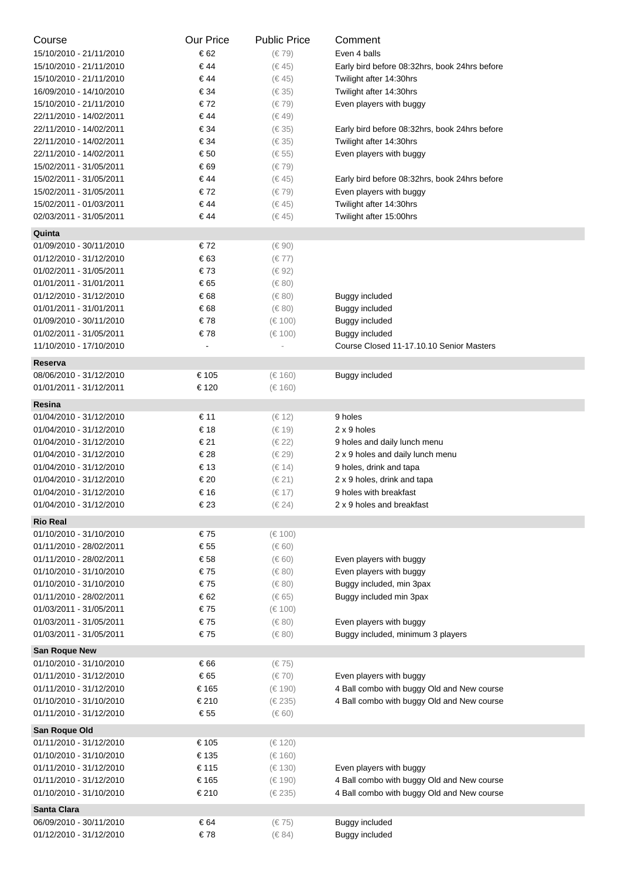| Course | Our Price | Public Price | Comment |
| --- | --- | --- | --- |
| 15/10/2010 - 21/11/2010 | € 62 | (€ 79) | Even 4 balls |
| 15/10/2010 - 21/11/2010 | € 44 | (€ 45) | Early bird before 08:32hrs, book 24hrs before |
| 15/10/2010 - 21/11/2010 | € 44 | (€ 45) | Twilight after 14:30hrs |
| 16/09/2010 - 14/10/2010 | € 34 | (€ 35) | Twilight after 14:30hrs |
| 15/10/2010 - 21/11/2010 | € 72 | (€ 79) | Even players with buggy |
| 22/11/2010 - 14/02/2011 | € 44 | (€ 49) | |
| 22/11/2010 - 14/02/2011 | € 34 | (€ 35) | Early bird before 08:32hrs, book 24hrs before |
| 22/11/2010 - 14/02/2011 | € 34 | (€ 35) | Twilight after 14:30hrs |
| 22/11/2010 - 14/02/2011 | € 50 | (€ 55) | Even players with buggy |
| 15/02/2011 - 31/05/2011 | € 69 | (€ 79) | |
| 15/02/2011 - 31/05/2011 | € 44 | (€ 45) | Early bird before 08:32hrs, book 24hrs before |
| 15/02/2011 - 31/05/2011 | € 72 | (€ 79) | Even players with buggy |
| 15/02/2011 - 01/03/2011 | € 44 | (€ 45) | Twilight after 14:30hrs |
| 02/03/2011 - 31/05/2011 | € 44 | (€ 45) | Twilight after 15:00hrs |
| **Quinta** | | | |
| 01/09/2010 - 30/11/2010 | € 72 | (€ 90) | |
| 01/12/2010 - 31/12/2010 | € 63 | (€ 77) | |
| 01/02/2011 - 31/05/2011 | € 73 | (€ 92) | |
| 01/01/2011 - 31/01/2011 | € 65 | (€ 80) | |
| 01/12/2010 - 31/12/2010 | € 68 | (€ 80) | Buggy included |
| 01/01/2011 - 31/01/2011 | € 68 | (€ 80) | Buggy included |
| 01/09/2010 - 30/11/2010 | € 78 | (€ 100) | Buggy included |
| 01/02/2011 - 31/05/2011 | € 78 | (€ 100) | Buggy included |
| 11/10/2010 - 17/10/2010 | - | - | Course Closed 11-17.10.10 Senior Masters |
| **Reserva** | | | |
| 08/06/2010 - 31/12/2010 | € 105 | (€ 160) | Buggy included |
| 01/01/2011 - 31/12/2011 | € 120 | (€ 160) | |
| **Resina** | | | |
| 01/04/2010 - 31/12/2010 | € 11 | (€ 12) | 9 holes |
| 01/04/2010 - 31/12/2010 | € 18 | (€ 19) | 2 x 9 holes |
| 01/04/2010 - 31/12/2010 | € 21 | (€ 22) | 9 holes and daily lunch menu |
| 01/04/2010 - 31/12/2010 | € 28 | (€ 29) | 2 x 9 holes and daily lunch menu |
| 01/04/2010 - 31/12/2010 | € 13 | (€ 14) | 9 holes, drink and tapa |
| 01/04/2010 - 31/12/2010 | € 20 | (€ 21) | 2 x 9 holes, drink and tapa |
| 01/04/2010 - 31/12/2010 | € 16 | (€ 17) | 9 holes with breakfast |
| 01/04/2010 - 31/12/2010 | € 23 | (€ 24) | 2 x 9 holes and breakfast |
| **Rio Real** | | | |
| 01/10/2010 - 31/10/2010 | € 75 | (€ 100) | |
| 01/11/2010 - 28/02/2011 | € 55 | (€ 60) | |
| 01/11/2010 - 28/02/2011 | € 58 | (€ 60) | Even players with buggy |
| 01/10/2010 - 31/10/2010 | € 75 | (€ 80) | Even players with buggy |
| 01/10/2010 - 31/10/2010 | € 75 | (€ 80) | Buggy included, min 3pax |
| 01/11/2010 - 28/02/2011 | € 62 | (€ 65) | Buggy included min 3pax |
| 01/03/2011 - 31/05/2011 | € 75 | (€ 100) | |
| 01/03/2011 - 31/05/2011 | € 75 | (€ 80) | Even players with buggy |
| 01/03/2011 - 31/05/2011 | € 75 | (€ 80) | Buggy included, minimum 3 players |
| **San Roque New** | | | |
| 01/10/2010 - 31/10/2010 | € 66 | (€ 75) | |
| 01/11/2010 - 31/12/2010 | € 65 | (€ 70) | Even players with buggy |
| 01/11/2010 - 31/12/2010 | € 165 | (€ 190) | 4 Ball combo with buggy Old and New course |
| 01/10/2010 - 31/10/2010 | € 210 | (€ 235) | 4 Ball combo with buggy Old and New course |
| 01/11/2010 - 31/12/2010 | € 55 | (€ 60) | |
| **San Roque Old** | | | |
| 01/11/2010 - 31/12/2010 | € 105 | (€ 120) | |
| 01/10/2010 - 31/10/2010 | € 135 | (€ 160) | |
| 01/11/2010 - 31/12/2010 | € 115 | (€ 130) | Even players with buggy |
| 01/11/2010 - 31/12/2010 | € 165 | (€ 190) | 4 Ball combo with buggy Old and New course |
| 01/10/2010 - 31/10/2010 | € 210 | (€ 235) | 4 Ball combo with buggy Old and New course |
| **Santa Clara** | | | |
| 06/09/2010 - 30/11/2010 | € 64 | (€ 75) | Buggy included |
| 01/12/2010 - 31/12/2010 | € 78 | (€ 84) | Buggy included |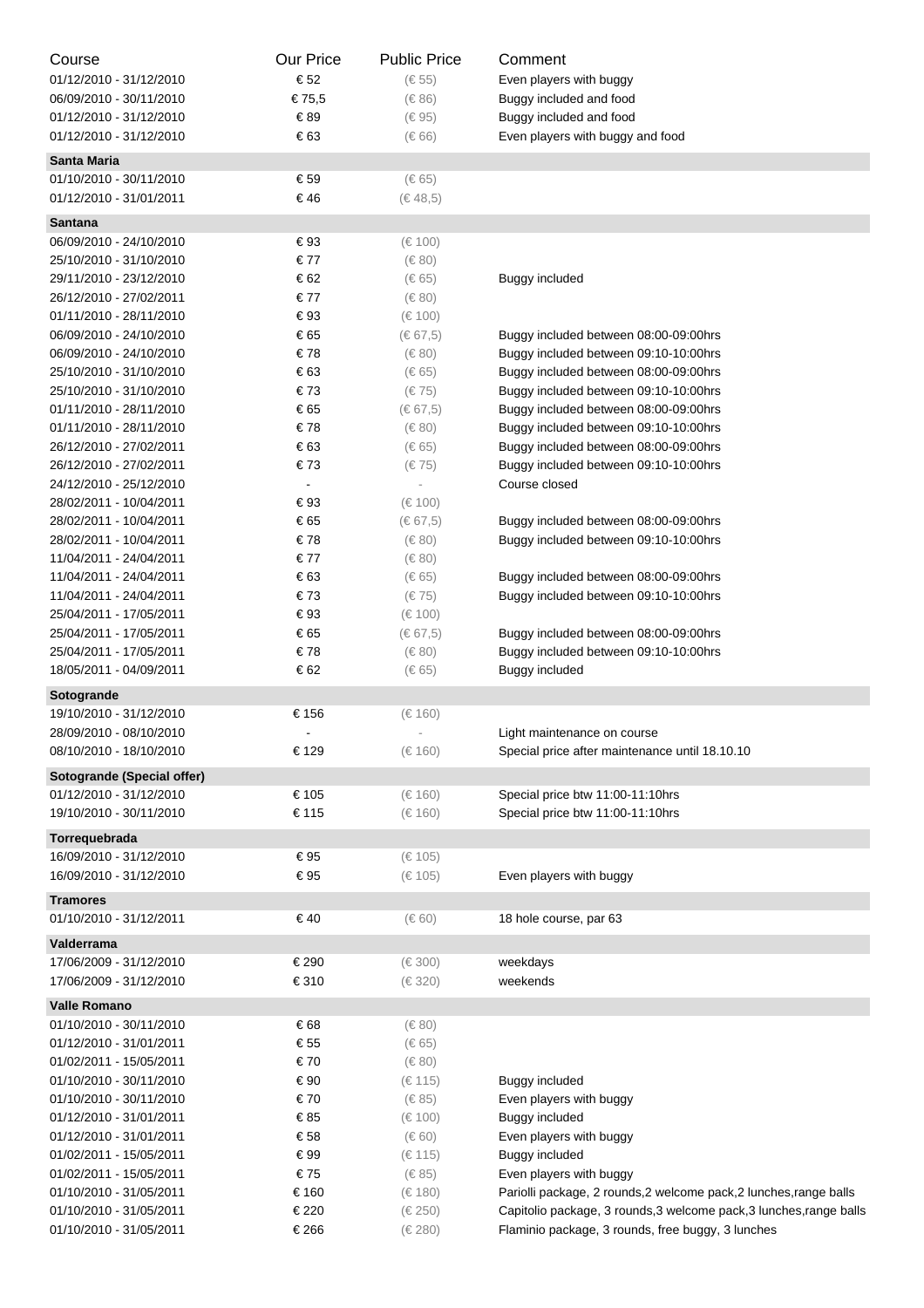| Course | Our Price | Public Price | Comment |
| --- | --- | --- | --- |
| 01/12/2010 - 31/12/2010 | € 52 | (€ 55) | Even players with buggy |
| 06/09/2010 - 30/11/2010 | € 75,5 | (€ 86) | Buggy included and food |
| 01/12/2010 - 31/12/2010 | € 89 | (€ 95) | Buggy included and food |
| 01/12/2010 - 31/12/2010 | € 63 | (€ 66) | Even players with buggy and food |
| **Santa Maria** | | | |
| 01/10/2010 - 30/11/2010 | € 59 | (€ 65) | |
| 01/12/2010 - 31/01/2011 | € 46 | (€ 48,5) | |
| **Santana** | | | |
| 06/09/2010 - 24/10/2010 | € 93 | (€ 100) | |
| 25/10/2010 - 31/10/2010 | € 77 | (€ 80) | |
| 29/11/2010 - 23/12/2010 | € 62 | (€ 65) | Buggy included |
| 26/12/2010 - 27/02/2011 | € 77 | (€ 80) | |
| 01/11/2010 - 28/11/2010 | € 93 | (€ 100) | |
| 06/09/2010 - 24/10/2010 | € 65 | (€ 67,5) | Buggy included between 08:00-09:00hrs |
| 06/09/2010 - 24/10/2010 | € 78 | (€ 80) | Buggy included between 09:10-10:00hrs |
| 25/10/2010 - 31/10/2010 | € 63 | (€ 65) | Buggy included between 08:00-09:00hrs |
| 25/10/2010 - 31/10/2010 | € 73 | (€ 75) | Buggy included between 09:10-10:00hrs |
| 01/11/2010 - 28/11/2010 | € 65 | (€ 67,5) | Buggy included between 08:00-09:00hrs |
| 01/11/2010 - 28/11/2010 | € 78 | (€ 80) | Buggy included between 09:10-10:00hrs |
| 26/12/2010 - 27/02/2011 | € 63 | (€ 65) | Buggy included between 08:00-09:00hrs |
| 26/12/2010 - 27/02/2011 | € 73 | (€ 75) | Buggy included between 09:10-10:00hrs |
| 24/12/2010 - 25/12/2010 | - | - | Course closed |
| 28/02/2011 - 10/04/2011 | € 93 | (€ 100) | |
| 28/02/2011 - 10/04/2011 | € 65 | (€ 67,5) | Buggy included between 08:00-09:00hrs |
| 28/02/2011 - 10/04/2011 | € 78 | (€ 80) | Buggy included between 09:10-10:00hrs |
| 11/04/2011 - 24/04/2011 | € 77 | (€ 80) | |
| 11/04/2011 - 24/04/2011 | € 63 | (€ 65) | Buggy included between 08:00-09:00hrs |
| 11/04/2011 - 24/04/2011 | € 73 | (€ 75) | Buggy included between 09:10-10:00hrs |
| 25/04/2011 - 17/05/2011 | € 93 | (€ 100) | |
| 25/04/2011 - 17/05/2011 | € 65 | (€ 67,5) | Buggy included between 08:00-09:00hrs |
| 25/04/2011 - 17/05/2011 | € 78 | (€ 80) | Buggy included between 09:10-10:00hrs |
| 18/05/2011 - 04/09/2011 | € 62 | (€ 65) | Buggy included |
| **Sotogrande** | | | |
| 19/10/2010 - 31/12/2010 | € 156 | (€ 160) | |
| 28/09/2010 - 08/10/2010 | - | - | Light maintenance on course |
| 08/10/2010 - 18/10/2010 | € 129 | (€ 160) | Special price after maintenance until 18.10.10 |
| **Sotogrande (Special offer)** | | | |
| 01/12/2010 - 31/12/2010 | € 105 | (€ 160) | Special price btw 11:00-11:10hrs |
| 19/10/2010 - 30/11/2010 | € 115 | (€ 160) | Special price btw 11:00-11:10hrs |
| **Torrequebrada** | | | |
| 16/09/2010 - 31/12/2010 | € 95 | (€ 105) | |
| 16/09/2010 - 31/12/2010 | € 95 | (€ 105) | Even players with buggy |
| **Tramores** | | | |
| 01/10/2010 - 31/12/2011 | € 40 | (€ 60) | 18 hole course, par 63 |
| **Valderrama** | | | |
| 17/06/2009 - 31/12/2010 | € 290 | (€ 300) | weekdays |
| 17/06/2009 - 31/12/2010 | € 310 | (€ 320) | weekends |
| **Valle Romano** | | | |
| 01/10/2010 - 30/11/2010 | € 68 | (€ 80) | |
| 01/12/2010 - 31/01/2011 | € 55 | (€ 65) | |
| 01/02/2011 - 15/05/2011 | € 70 | (€ 80) | |
| 01/10/2010 - 30/11/2010 | € 90 | (€ 115) | Buggy included |
| 01/10/2010 - 30/11/2010 | € 70 | (€ 85) | Even players with buggy |
| 01/12/2010 - 31/01/2011 | € 85 | (€ 100) | Buggy included |
| 01/12/2010 - 31/01/2011 | € 58 | (€ 60) | Even players with buggy |
| 01/02/2011 - 15/05/2011 | € 99 | (€ 115) | Buggy included |
| 01/02/2011 - 15/05/2011 | € 75 | (€ 85) | Even players with buggy |
| 01/10/2010 - 31/05/2011 | € 160 | (€ 180) | Pariolli package, 2 rounds,2 welcome pack,2 lunches,range balls |
| 01/10/2010 - 31/05/2011 | € 220 | (€ 250) | Capitolio package, 3 rounds,3 welcome pack,3 lunches,range balls |
| 01/10/2010 - 31/05/2011 | € 266 | (€ 280) | Flaminio package, 3 rounds, free buggy, 3 lunches |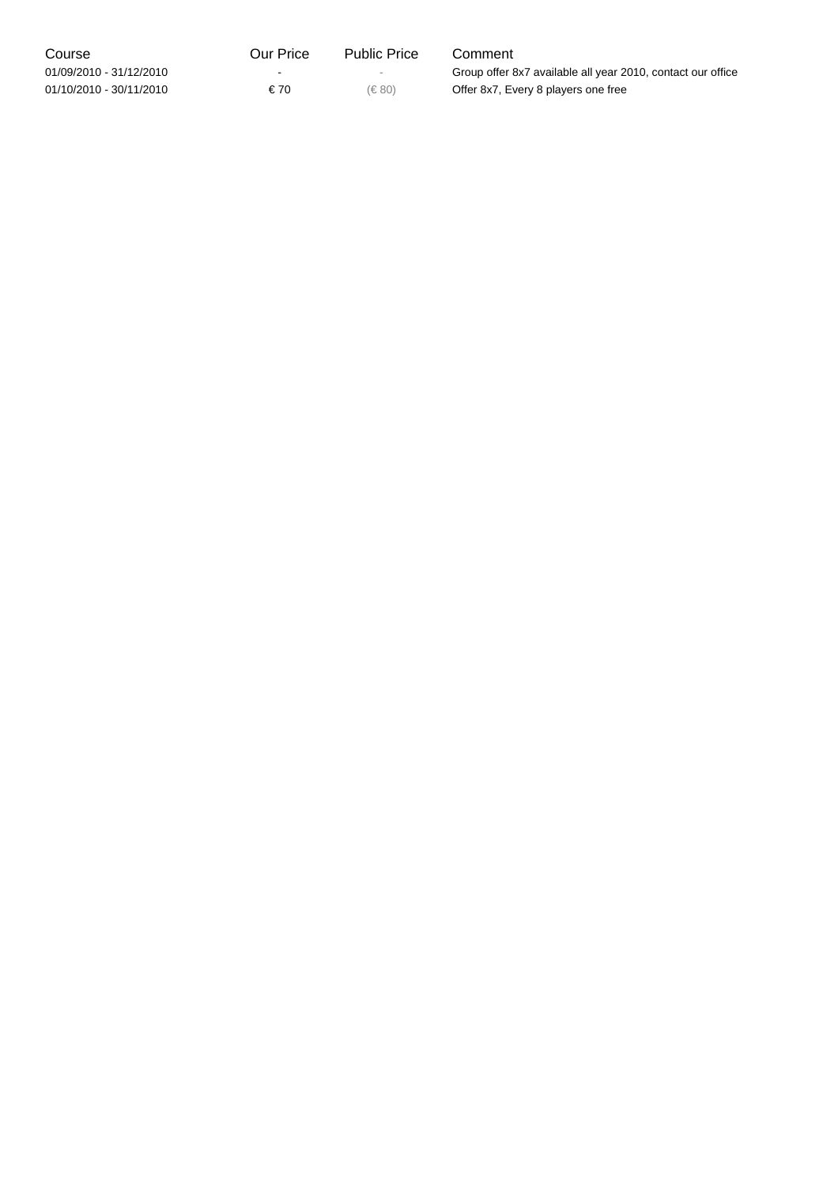| Course | Our Price | Public Price | Comment |
| --- | --- | --- | --- |
| 01/09/2010 - 31/12/2010 | - | - | Group offer 8x7 available all year 2010, contact our office |
| 01/10/2010 - 30/11/2010 | € 70 | (€ 80) | Offer 8x7, Every 8 players one free |